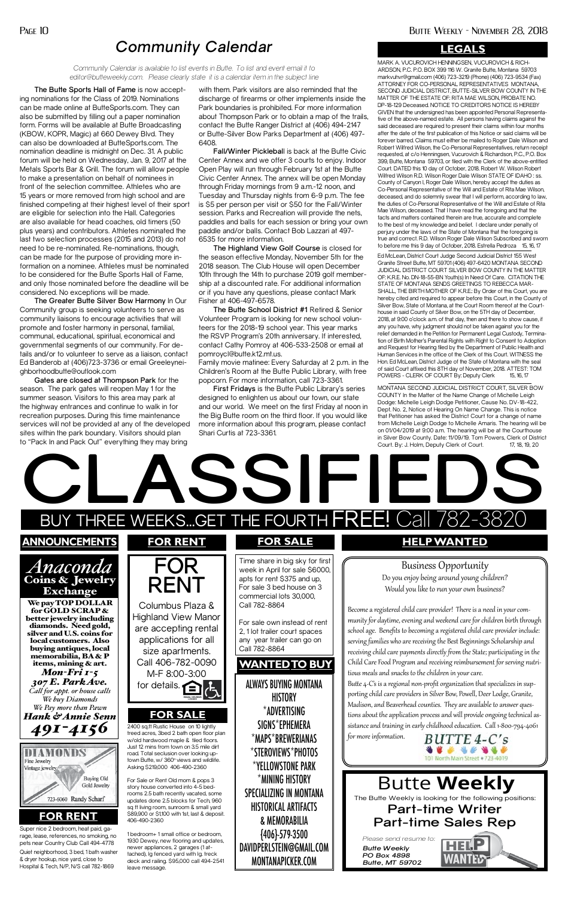# Community Calendar

*Community Calendar is available to list events in Butte. To list and event email it to editor@butteweekly.com. Please clearly state it is a calendar item in the subject line*

**The Butte Sports Hall of Fame** is now accepting nominations for the Class of 2019. Nominations can be made online at ButteSports.com. They can also be submitted by filling out a paper nomination form. Forms will be available at Butte Broadcasting (KBOW, KOPR, Magic) at 660 Dewey Blvd. They can also be downloaded at ButteSports.com. The nomination deadline is midnight on Dec. 31. A public forum will be held on Wednesday, Jan. 9, 2017 at the Metals Sports Bar & Grill. The forum will allow people to make a presentation on behalf of nominees in front of the selection committee. Athletes who are 15 years or more removed from high school and are finished competing at their highest level of their sport are eligible for selection into the Hall. Categories are also available for head coaches, old timers (50 plus years) and contributors. Athletes nominated the last two selection processes (2015 and 2013) do not need to be re-nominated. Re-nominations, though, can be made for the purpose of providing more information on a nominee. Athletes must be nominated to be considered for the Butte Sports Hall of Fame, and only those nominated before the deadline will be considered. No exceptions will be made.

**The Greater Butte Silver Bow Harmony** In Our Community group is seeking volunteers to serve as community liaisons to encourage activities that will promote and foster harmony in personal, familial, communal, educational, spiritual, economical and governmental segments of our community. For details and/or to volunteer to serve as a liaison, contact Ed Banderob at (406)723-3736 or email Greeleyneighborhoodbutte@outlook.com

**Gates are closed at Thompson Park** for the season. The park gates will reopen May 1 for the summer season. Visitors to this area may park at the highway entrances and continue to walk in for recreation purposes. During this time maintenance services will not be provided at any of the developed sites within the park boundary. Visitors should plan to "Pack In and Pack Out" everything they may bring with them. Park visitors are also reminded that the discharge of firearms or other implements inside the Park boundaries is prohibited. For more information about Thompson Park or to obtain a map of the trails, contact the Butte Ranger District at (406) 494-2147 or Butte-Silver Bow Parks Department at (406) 497-6408.

**Fall/Winter Pickleball** is back at the Butte Civic Center Annex and we offer 3 courts to enjoy. Indoor Open Play will run through February 1st at the Butte Civic Center Annex. The annex will be open Monday through Friday mornings from 9 a.m.-12 noon, and Tuesday and Thursday nights from 6-9 p.m. The fee is $5 per person per visit or $50 for the Fall/Winter session. Parks and Recreation will provide the nets, paddles and balls for each session or bring your own paddle and/or balls. Contact Bob Lazzari at 497-6535 for more information.

**The Highland View Golf Course** is closed for the season effective Monday, November 5th for the 2018 season. The Club House will open December 10th through the 14th to purchase 2019 golf membership at a discounted rate. For additional information or if you have any questions, please contact Mark Fisher at 406-497-6578.

**The Butte School District #1** Retired & Senior Volunteer Program is looking for new school volunteers for the 2018-19 school year. This year marks the RSVP Program's 20th anniversary. If interested, contact Cathy Pomroy at 406-533-2508 or email at pomroyc1@butte.k12.mt.us.

Family movie matinee: Every Saturday at 2 p.m. in the Children's Room at the Butte Public Library, with free popcorn. For more information, call 723-3361.

**First Fridays** is the Butte Public Library's series designed to enlighten us about our town, our state and our world. We meet on the first Friday at noon in the Big Butte room on the third floor. If you would like more information about this program, please contact Shari Curtis at 723-3361.

## LEGALS

MARK A. VUCUROVICH HENNINGSEN, VUCUROVICH & RICHARDSON, P.C. P.O. BOX 399 116 W. Granite Butte, Montana 59703 markvuhvr@gmail.com (406) 723-3219 (Phone) (406) 723-9534 (Fax) ATTORNEY FOR CO-PERSONAL REPRESENTATIVES MONTANA, SECOND JUDICIAL DISTRICT, BUTTE-SILVER BOW COUNTY IN THE MATTER OF THE ESTATE OF: RITA MAE WILSON, PROBATE NO. DP-18-129 Deceased. NOTICE TO CREDITORS NOTICE IS HEREBY GIVEN that the undersigned has been appointed Personal Representative of the above-named estate. All persons having claims against the said deceased are required to present their claims within four months after the date of the first publication of this Notice or said claims will be forever barred. Claims must either be mailed to Roger Dale Wilson and Robert Wilfred Wilson, the Co-Personal Representatives, return receipt requested, at c/o Henningsen, Vucurovich & Richardson, P.C., P.O. Box 399, Butte, Montana 59703, or filed with the Clerk of the above-entitled Court. DATED this 10 day of October, 2018. Robert W. Wilson Robert Wilfred Wilson R.D. Wilson Roger Dale Wilson STATE OF IDAHO : ss. County of Canyon I, Roger Dale Wilson, hereby accept the duties as Co-Personal Representative of the Will and Estate of Rita Mae Wilson, deceased, and do solemnly swear that I will perform, according to law, the duties of Co-Personal Representative of the Will and Estate of Rita Mae Wilson, deceased. That I have read the foregoing and that the facts and matters contained therein are true, accurate and complete to the best of my knowledge and belief. I declare under penalty of perjury under the laws of the State of Montana that the foregoing is true and correct. R.D. Wilson Roger Dale Wilson Subscribed and sworn to before me this 9 day of October, 2018. Estrella Pedroza 15, 16, 17

Ed McLean, District Court Judge Second Judicial District 155 West Granite Street Butte, MT 59701 (406) 497-6420 MONTANA SECOND JUDICIAL DISTRICT COURT SILVER BOW COUNTY IN THE MATTER OF: K.R.E. No. DN-18-55-BN Youth(s) In Need Of Care. CITATION THE STATE OF MONTANA SENDS GREETINGS TO REBECCA MARSHALL, THE BIRTH MOTHER OF K.R.E.: By Order of this Court, you are hereby cited and required to appear before this Court, in the County of Silver Bow, State of Montana, at the Court Room thereof at the Courthouse in said County of Silver Bow, on the 5TH day of December, 2018, at 9:00 o'clock a.m. of that day, then and there to show cause, if any you have, why judgment should not be taken against you for the relief demanded in the Petition for Permanent Legal Custody, Termination of Birth Mother's Parental Rights with Right to Consent to Adoption and Request for Hearing filed by the Department of Public Health and Human Services in the office of the Clerk of this Court. WITNESS the Hon. Ed McLean, District Judge of the State of Montana with the seal of said Court affixed this 8TH day of November, 2018. ATTEST: TOM POWERS - CLERK OF COURT By: Deputy Clerk 15, 16, 17

MONTANA SECOND JUDICIAL DISTRICT COURT, SILVER BOW COUNTY In the Matter of the Name Change of Michelle Leigh Dodge: Michelle Leigh Dodge Petitioner, Cause No. DV-18-422, Dept. No. 2, Notice of Hearing On Name Change. This is notice that Petitioner has asked the District Court for a change of name from Michelle Leigh Dodge to Michelle Amaris. The hearing will be on 01/04/2019 at 9:00 a.m. The hearing will be at the Courthouse in Silver Bow County. Date: 11/09/19. Tom Powers, Clerk of District Court. By: J. Holm, Deputy Clerk of Court. 17, 18, 19, 20

# CLASSIFIEDS

## BUY THREE WEEKS...GET THE FOURTH FREE! Call 782-3820

## ANNOUNCEMENTS

**Anaconda Coins & Jewelry Exchange**

**We pay TOP DOLLAR for GOLD SCRAP & better jewelry including diamonds. Need gold, silver and U.S. coins for local customers. Also buying antiques, local memorabilia, BA & P items, mining & art.**

*Mon-Fri 1-5*
*307 E. Park Ave.*
*Call for appt. or house calls*
*We buy Diamonds*
*We Pay more than Pawn*
***Hank & Annie Senn***
***491-4156***

DIAMONDS Fine Jewelry Vintage jewelry Buying Old Gold Jewelry 723-6060 Randy Scharf

## FOR RENT

Super nice 2 bedroom, heat paid, garage, lease, references, no smoking, no pets near Country Club Call 494-4778

Quiet neighborhood, 3 bed, 1 bath washer & dryer hookup, nice yard, close to Hospital & Tech, N/P, N/S call 782-1869

## FOR RENT

**FOR RENT**

Columbus Plaza & Highland View Manor are accepting rental applications for all size apartments. Call 406-782-0090 M-F 8:00-3:00 for details.

## FOR SALE

2400 sq.ft Rustic House on 10 lightly treed acres, 3bed 2 bath open floor plan w/old hardwood maple & tiled floors. Just 12 mins from town on 3.5 mile dirt road. Total seclusion over looking uptown Butte, w/ 360° views and wildlife. Asking $219,000 406-490-2360

For Sale or Rent Old mom & pops 3 story house converted into 4-5 bedrooms 2.5 bath recently vacated, some updates done 2.5 blocks for Tech, 960 sq ft living room, sunroom & small yard $89,900 or $1,100 with 1st, last & deposit. 406-490-2360

1 bedroom+ 1 small office or bedroom, 1930 Dewey, new flooring and updates, newer appliances, 2 garages (1 attached), lg fenced yard with lg. treck deck and railing. $95,000 call 494-2541 leave message.

## FOR SALE

Time share in big sky for first week in April for sale $6000, apts for rent $375 and up, For sale 3 bed house on 3 commercial lots 30,000, Call 782-8864

For sale own instead of rent 2, 1 lot trailer court spaces any year trailer can go on Call 782-8864

## WANTED TO BUY

ALWAYS BUYING MONTANA HISTORY
*ADVERTISING SIGNS*EPHEMERA
*MAPS*BREWERIANAS
*STEROVIEWS*PHOTOS
*YELLOWSTONE PARK
*MINING HISTORY
SPECIALIZING IN MONTANA HISTORICAL ARTIFACTS & MEMORABILIA
(406)-579-3500
DAVIDPERLSTEIN@GMAIL.COM
MONTANAPICKER.COM

## HELP WANTED

**Business Opportunity**

Do you enjoy being around young children? Would you like to run your own business?

Become a registered child care provider! There is a need in your community for daytime, evening and weekend care for children birth through school age. Benefits to becoming a registered child care provider include: serving families who are receiving the Best Beginnings Scholarship and receiving child care payments directly from the State; participating in the Child Care Food Program and receiving reimbursement for serving nutritious meals and snacks to the children in your care.

Butte 4-C's is a regional non-profit organization that specializes in supporting child care providers in Silver Bow, Powell, Deer Lodge, Granite, Madison, and Beaverhead counties. They are available to answer questions about the application process and will provide ongoing technical assistance and training in early childhood education. Call 1-800-794-4061 for more information.

BUTTE 4-C's 101 North Main Street • 723-4019

**Butte Weekly**

The Butte Weekly is looking for the following positions:

**Part-time Writer**
**Part-time Sales Rep**

*Please send resume to:*
***Butte Weekly***
***PO Box 4898***
***Butte, MT 59702***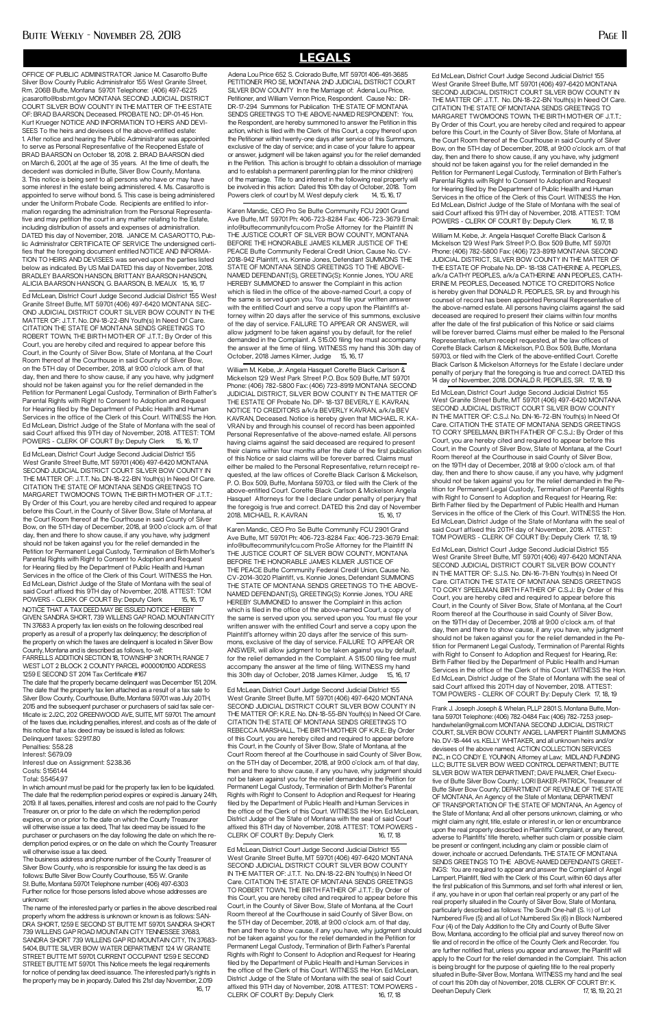# LEGALS

OFFICE OF PUBLIC ADMINISTRATOR Janice M. Casarotto Butte Silver Bow County Public Administrator 155 West Granite Street, Rm. 206B Butte, Montana 59701 Telephone: (406) 497-6225 jcasarotto@bsb.mt.gov MONTANA SECOND JUDICIAL DISTRICT COURT SILVER BOW COUNTY IN THE MATTER OF THE ESTATE OF: BRAD BAARSON, Deceased. PROBATE NO.: DP-01-45 Hon. Kurt Krueger NOTICE AND INFORMATION TO HEIRS AND DEVISEES To the heirs and devisees of the above-entitled estate: 1. After notice and hearing the Public Administrator was appointed to serve as Personal Representative of the Reopened Estate of BRAD BAARSON on October 18, 2018. 2. BRAD BAARSON died on March 6, 2001 at the age of 35 years. At the time of death, the decedent was domiciled in Butte, Silver Bow County, Montana. 3. This notice is being sent to all persons who have or may have some interest in the estate being administered. 4. Ms. Casarotto is appointed to serve without bond. 5. This case is being administered under the Uniform Probate Code. Recipients are entitled to information regarding the administration from the Personal Representative and may petition the court in any matter relating to the Estate, including distribution of assets and expenses of administration. DATED this day of November, 2018. JANICE M. CASAROTTO, Public Administrator CERTIFICATE OF SERVICE The undersigned certifies that the foregoing document entitled NOTICE AND INFORMATION TO HEIRS AND DEVISEES was served upon the parties listed below as indicated. By US Mail DATED this day of November, 2018. BRADLEY BAARSON HANSON, BRITTANY BAARSON HANSON, ALICIA BAARSON HANSON, G. BAARSON, B. MEAUX 15, 16, 17

Ed McLean, District Court Judge Second Judicial District 155 West Granite Street Butte, MT 59701 (406) 497-6420 MONTANA SECOND JUDICIAL DISTRICT COURT SILVER BOW COUNTY IN THE MATTER OF: J.T.T. No. DN-18-22-BN Youth(s) In Need Of Care. CITATION THE STATE OF MONTANA SENDS GREETINGS TO ROBERT TOWN, THE BIRTH MOTHER OF J.T.T.: By Order of this Court, you are hereby cited and required to appear before this Court, in the County of Silver Bow, State of Montana, at the Court Room thereof at the Courthouse in said County of Silver Bow, on the 5TH day of December, 2018, at 9:00 o'clock a.m. of that day, then and there to show cause, if any you have, why judgment should not be taken against you for the relief demanded in the Petition for Permanent Legal Custody, Termination of Birth Father's Parental Rights with Right to Consent to Adoption and Request for Hearing filed by the Department of Public Health and Human Services in the office of the Clerk of this Court. WITNESS the Hon. Ed McLean, District Judge of the State of Montana with the seal of said Court affixed this 9TH day of November, 2018. ATTEST: TOM POWERS - CLERK OF COURT By: Deputy Clerk 15, 16, 17

Ed McLean, District Court Judge Second Judicial District 155 West Granite Street Butte, MT 59701 (406) 497-6420 MONTANA SECOND JUDICIAL DISTRICT COURT SILVER BOW COUNTY IN THE MATTER OF: J.T.T. No. DN-18-22-BN Youth(s) In Need Of Care. CITATION THE STATE OF MONTANA SENDS GREETINGS TO MARGARET TWOMOONS TOWN, THE BIRTH MOTHER OF J.T.T.: By Order of this Court, you are hereby cited and required to appear before this Court, in the County of Silver Bow, State of Montana, at the Court Room thereof at the Courthouse in said County of Silver Bow, on the 5TH day of December, 2018, at 9:00 o'clock a.m. of that day, then and there to show cause, if any you have, why judgment should not be taken against you for the relief demanded in the Petition for Permanent Legal Custody, Termination of Birth Mother's Parental Rights with Right to Consent to Adoption and Request for Hearing filed by the Department of Public Health and Human Services in the office of the Clerk of this Court. WITNESS the Hon. Ed McLean, District Judge of the State of Montana with the seal of said Court affixed this 9TH day of November, 2018. ATTEST: TOM POWERS - CLERK OF COURT By: Deputy Clerk 15, 16, 17

NOTICE THAT A TAX DEED MAY BE ISSUED NOTICE HEREBY GIVEN: SANDRA SHORT, 739 WILLENS GAP ROAD. MOUNTAIN CITY TN 37683 A property tax lien exists on the following described real property as a result of a property tax delinquency; the description of the property on which the taxes are delinquent is located in Silver Bow County, Montana and is described as follows, to-wit:
FARRELLS ADDITION SECTION 18, TOWNSHIP 3 NORTH, RANGE 7 WEST LOT 2 BLOCK 2 COUNTY PARCEL #0000101100 ADDRESS 1259 E SECOND ST 2014 Tax Certificate #167
The date that the property became delinquent was December 15t 2014. The date that the property tax lien attached as a result of a tax sale to Silver Bow County, Courthouse, Butte, Montana 59701 was July 20TH, 2015 and the subsequent purchaser or purchasers of said tax sale certificate is: 2J2C, 202 GREENWOOD AVE, SUITE, MT 59701. The amount of the taxes due, including penalties, interest, and costs as of the date of this notice that a tax deed may be issued is listed as follows:
Delinquent taxes: $2917.80
Penalties: $58.28
Interest: $679.09
Interest due on Assignment: $238.36
Costs: $1561.44
Total: $5454.97
In which amount must be paid for the property tax lien to be liquidated. The date that the redemption period expires or expired is January 24th, 2019. If all taxes, penalties, interest and costs are not paid to the County Treasurer on, or prior to the date on which the redemption period expires, or on or prior to the date on which the County Treasurer will otherwise issue a tax deed, That tax deed may be issued to the purchaser or purchasers on the day following the date on which the redemption period expires, or on the date on which the County Treasurer will otherwise issue a tax deed.
The business address and phone number of the County Treasurer of Silver Bow County, who is responsible for issuing the tax deed is as follows: Butte Silver Bow County Courthouse, 155 W. Granite St. Butte, Montana 59701 Telephone number (406) 497-6303
Further notice for those persons listed above whose addresses are unknown:
The name of the interested party or parties in the above described real property whom the address is unknown or known is as follows: SANDRA SHORT, 1259 E SECOND ST BUTTE MT 59701, SANDRA SHORT 739 WILLENS GAP ROAD MOUNTAIN CITY TENNESSEE 37683, SANDRA SHORT 739 WILLENS GAP RD MOUNTAIN CITY, TN 37683-5404, BUTTE SILVER BOW WATER DEPARTMENT 124 W GRANITE STREET BUTTE MT 59701, CURRENT OCCUPANT 1259 E SECOND STREET BUTTE MT 59701. This Notice meets the legal requirements for notice of pending tax deed issuance. The interested party's rights in the property may be in jeopardy. Dated this 21st day November, 2,019 16, 17

Adena Lou Price 652 S. Colorado Butte, MT 59701 406-491-3685 PETITIONER PRO SE, MONTANA 2ND JUDICIAL DISTRICT COURT SILVER BOW COUNTY In re the Marriage of: Adena Lou Price, Petitioner, and William Vernon Price, Respondent. Cause No.: DR-DR-17-294 Summons for Publication THE STATE OF MONTANA SENDS GREETINGS TO THE ABOVE-NAMED RESPONDENT: You, the Respondent, are hereby summoned to answer the Petition in this action, which is filed with the Clerk of this Court, a copy thereof upon the Petitioner within twenty-one days after service of this Summons, exclusive of the day of service; and in case of your failure to appear or answer, judgment will be taken against you for the relief demanded in the Petition. This action is brought to obtain a dissolution of marriage and to establish a permanent parenting plan for the minor child(ren) of the marriage. Title to and interest in the following real property will be involved in this action: Dated this 10th day of October, 2018. Tom Powers clerk of court by M. West deputy clerk 14, 15, 16, 17

Karen Mandic, CEO Pro Se Butte Community FCU 2901 Grand Ave Butte, MT 59701 Ph: 406-723-8284 Fax: 406-723-3679 Email: info@buttecommunityfcu.com ProSe Attorney for the Plaintiff IN THE JUSTICE COURT OF SILVER BOW COUNTY, MONTANA BEFORE THE HONORABLE JAMES KILMER JUSTICE OF THE PEACE Butte Community Federal Credit Union, Cause No. CV-2018-942 Plaintiff, vs. Konnie Jones, Defendant SUMMONS THE STATE OF MONTANA SENDS GREETINGS TO THE ABOVE-NAMED DEFENDANT(S), GREETING(S): Konnie Jones, YOU ARE HEREBY SUMMONED to answer the Complaint in this action which is filed in the office of the above-named Court, a copy of the same is served upon you. You must file your written answer with the entitled Court and serve a copy upon the Plaintiff's attorney within 20 days after the service of this summons, exclusive of the day of service. FAILURE TO APPEAR OR ANSWER, will allow judgment to be taken against you by default, for the relief demanded in the Complaint. A $15.00 filing fee must accompany the answer at the time of filing. WITNESS my hand this 30th day of October, 2018 James Kilmer, Judge 15, 16, 17

William M. Kebe, Jr. Angela Hasquet Corette Black Carlson & Mickelson 129 West Park Street P.O. Box 509 Butte, MT 59701 Phone: (406) 782-5800 Fax: (406) 723-8919 MONTANA SECOND JUDICIAL DISTRICT, SILVER BOW COUNTY IN THE MATTER OF THE ESTATE OF Probate No. DP- 18-137 BEVERLY E. KAVRAN, NOTICE TO CREDITORS a/k/a BEVERLY KAVRAN, a/k/a BEV KAVRAN, Deceased. Notice is hereby given that MICHAEL R. KAVRAN by and through his counsel of record has been appointed Personal Representative of the above-named estate. All persons having claims against the said deceased are required to present their claims within four months after the date of the first publication of this Notice or said claims will be forever barred. Claims must either be mailed to the Personal Representative, return receipt requested, at the law offices of Corette Black Carlson & Mickelson, P. O. Box 509, Butte, Montana 59703, or filed with the Clerk of the above-entitled Court. Corette Black Carlson & Mickelson Angela Hasquet Attorneys for the I declare under penalty of perjury that the foregoing is true and correct. DATED this 2nd day of November 2018. MICHAEL R. KAVRAN 15, 16, 17

Karen Mandic, CEO Pro Se Butte Community FCU 2901 Grand Ave Butte, MT 59701 Ph: 406-723-8284 Fax: 406-723-3679 Email: info@buttecommunityfcu.com ProSe Attorney for the Plaintiff IN THE JUSTICE COURT OF SILVER BOW COUNTY, MONTANA BEFORE THE HONORABLE JAMES KILMER JUSTICE OF THE PEACE Butte Community Federal Credit Union, Cause No. CV-2014-3020 Plaintiff, vs. Konnie Jones, Defendant SUMMONS THE STATE OF MONTANA SENDS GREETINGS TO THE ABOVE-NAMED DEFENDANT(S), GREETING(S): Konnie Jones, YOU ARE HEREBY SUMMONED to answer the Complaint in this action which is filed in the office of the above-named Court, a copy of the same is served upon you. served upon you. You must file your written answer with the entitled Court and serve a copy upon the Plaintiff's attorney within 20 days after the service of this summons, exclusive of the day of service. FAILURE TO APPEAR OR ANSWER, will allow judgment to be taken against you by default, for the relief demanded in the Complaint. A $15.00 filing fee must accompany the answer at the time of filing. WITNESS my hand this 30th day of October, 2018 James Kilmer, Judge 15, 16, 17

Ed McLean, District Court Judge Second Judicial District 155 West Granite Street Butte, MT 59701 (406) 497-6420 MONTANA SECOND JUDICIAL DISTRICT COURT SILVER BOW COUNTY IN THE MATTER OF: K.R.E. No. DN-18-55-BN Youth(s) In Need Of Care. CITATION THE STATE OF MONTANA SENDS GREETINGS TO REBECCA MARSHALL, THE BIRTH MOTHER OF K.R.E.: By Order of this Court, you are hereby cited and required to appear before this Court, in the County of Silver Bow, State of Montana, at the Court Room thereof at the Courthouse in said County of Silver Bow, on the 5TH day of December, 2018, at 9:00 o'clock a.m. of that day, then and there to show cause, if any you have, why judgment should not be taken against you for the relief demanded in the Petition for Permanent Legal Custody, Termination of Birth Mother's Parental Rights with Right to Consent to Adoption and Request for Hearing filed by the Department of Public Health and Human Services in the office of the Clerk of this Court. WITNESS the Hon. Ed McLean, District Judge of the State of Montana with the seal of said Court affixed this 8TH day of November, 2018. ATTEST: TOM POWERS - CLERK OF COURT By: Deputy Clerk 16, 17, 18

Ed McLean, District Court Judge Second Judicial District 155 West Granite Street Butte, MT 59701 (406) 497-6420 MONTANA SECOND JUDICIAL DISTRICT COURT SILVER BOW COUNTY IN THE MATTER OF: J.T.T. No. DN-18-22-BN Youth(s) In Need Of Care. CITATION THE STATE OF MONTANA SENDS GREETINGS TO ROBERT TOWN, THE BIRTH FATHER OF J.T.T.: By Order of this Court, you are hereby cited and required to appear before this Court, in the County of Silver Bow, State of Montana, at the Court Room thereof at the Courthouse in said County of Silver Bow, on the 5TH day of December, 2018, at 9:00 o'clock a.m. of that day, then and there to show cause, if any you have, why judgment should not be taken against you for the relief demanded in the Petition for Permanent Legal Custody, Termination of Birth Father's Parental Rights with Right to Consent to Adoption and Request for Hearing filed by the Department of Public Health and Human Services in the office of the Clerk of this Court. WITNESS the Hon. Ed McLean, District Judge of the State of Montana with the seal of said Court affixed this 9TH day of November, 2018. ATTEST: TOM POWERS - CLERK OF COURT By: Deputy Clerk 16, 17, 18

Ed McLean, District Court Judge Second Judicial District 155 West Granite Street Butte, MT 59701 (406) 497-6420 MONTANA SECOND JUDICIAL DISTRICT COURT SILVER BOW COUNTY IN THE MATTER OF: J.T.T. No. DN-18-22-BN Youth(s) In Need Of Care. CITATION THE STATE OF MONTANA SENDS GREETINGS TO MARGARET TWOMOONS TOWN, THE BIRTH MOTHER OF J.T.T.: By Order of this Court, you are hereby cited and required to appear before this Court, in the County of Silver Bow, State of Montana, at the Court Room thereof at the Courthouse in said County of Silver Bow, on the 5TH day of December, 2018, at 9:00 o'clock a.m. of that day, then and there to show cause, if any you have, why judgment should not be taken against you for the relief demanded in the Petition for Permanent Legal Custody, Termination of Birth Father's Parental Rights with Right to Consent to Adoption and Request for Hearing filed by the Department of Public Health and Human Services in the office of the Clerk of this Court. WITNESS the Hon. Ed McLean, District Judge of the State of Montana with the seal of said Court affixed this 9TH day of November, 2018. ATTEST: TOM POWERS - CLERK OF COURT By: Deputy Clerk 16, 17, 18

William M. Kebe, Jr. Angela Hasquet Corette Black Carlson & Mickelson 129 West Park Street P.O. Box 509 Butte, MT 59701 Phone: (406) 782-5800 Fax: (406) 723-8919 MONTANA SECOND JUDICIAL DISTRICT, SILVER BOW COUNTY IN THE MATTER OF THE ESTATE OF Probate No. DP- 18-138 CATHERINE A. PEOPLES, a/k/a CATHY PEOPLES, a/k/a CATHERINE ANN PEOPLES, CATHERINE M. PEOPLES, Deceased. NOTICE TO CREDITORS Notice is hereby given that DONALD R. PEOPLES, SR. by and through his counsel of record has been appointed Personal Representative of the above-named estate. All persons having claims against the said deceased are required to present their claims within four months after the date of the first publication of this Notice or said claims will be forever barred. Claims must either be mailed to the Personal Representative, return receipt requested, at the law offices of Corette Black Carlson & Mickelson, P.O. Box 509, Butte, Montana 59703, or filed with the Clerk of the above-entitled Court. Corette Black Carlson & Mickelson Attorneys for the Estate I declare under penalty of perjury that the foregoing is true and correct. DATED this 14 day of November, 2018. DONALD R. PEOPLES, SR. 17, 18, 19

Ed McLean, District Court Judge Second Judicial District 155 West Granite Street Butte, MT 59701 (406) 497-6420 MONTANA SECOND JUDICIAL DISTRICT COURT SILVER BOW COUNTY IN THE MATTER OF: C.S.J. No. DN-16-72-BN Youth(s) In Need Of Care. CITATION THE STATE OF MONTANA SENDS GREETINGS TO CORY SPEELMAN, BIRTH FATHER OF C.S.J.: By Order of this Court, you are hereby cited and required to appear before this Court, in the County of Silver Bow, State of Montana, at the Court Room thereof at the Courthouse in said County of Silver Bow, on the 19TH day of December, 2018 at 9:00 o'clock a.m. of that day, then and there to show cause, if any you have, why judgment should not be taken against you for the relief demanded in the Petition for Permanent Legal Custody, Termination of Parental Rights with Right to Consent to Adoption and Request for Hearing, Re: Birth Father filed by the Department of Public Health and Human Services in the office of the Clerk of this Court. WITNESS the Hon. Ed McLean, District Judge of the State of Montana with the seal of said Court affixed this 20TH day of November, 2018. ATTEST: TOM POWERS - CLERK OF COURT By: Deputy Clerk 17, 18, 19

Ed McLean, District Court Judge Second Judicial District 155 West Granite Street Butte, MT 59701 (406) 497-6420 MONTANA SECOND JUDICIAL DISTRICT COURT SILVER BOW COUNTY IN THE MATTER OF: S.J.S. No. DN-16-71-BN Youth(s) In Need Of Care. CITATION THE STATE OF MONTANA SENDS GREETINGS TO CORY SPEELMAN, BIRTH FATHER OF C.S.J.: By Order of this Court, you are hereby cited and required to appear before this Court, in the County of Silver Bow, State of Montana, at the Court Room thereof at the Courthouse in said County of Silver Bow, on the 19TH day of December, 2018 at 9:00 o'clock a.m. of that day, then and there to show cause, if any you have, why judgment should not be taken against you for the relief demanded in the Petition for Permanent Legal Custody, Termination of Parental Rights with Right to Consent to Adoption and Request for Hearing, Re: Birth Father filed by the Department of Public Health and Human Services in the office of the Clerk of this Court. WITNESS the Hon. Ed McLean, District Judge of the State of Montana with the seal of said Court affixed this 20TH day of November, 2018. ATTEST: TOM POWERS - CLERK OF COURT By: Deputy Clerk 17, 18, 19

Frank J. Joseph Joseph & Whelan, PLLP 2801 S. Montana Butte, Montana 59701 Telephone: (406) 782-0484 Fax: (406) 782-7253 josephandwhelan@gmail.com MONTANA SECOND JUDICIAL DISTRICT COURT, SILVER BOW COUNTY ANGEL LAMPERT Plaintiff SUMMONS No. DV-18-444 vs. KELLY WHITAKER, and all unknown heirs and/or devisees of the above named; ACTION COLLECTION SERVICES INC., in C/O CINDY E. YOUNKIN, Attorney at Law; MIDLAND FUNDING LLC; BUTTE SILVER BOW WEED CONTROL DEPARTMENT; BUTTE SILVER BOW WATER DEPARTMENT; DAVE PALMER, Chief Executive of Butte Silver Bow County; LORI BAKER-PATRICK, Treasurer of Butte Silver Bow County; DEPARTMENT OF REVENUE OF THE STATE OF MONTANA, An Agency of the State of Montana; DEPARTMENT OF TRANSPORTATION OF THE STATE OF MONTANA, An Agency of the State of Montana; And all other persons unknown, claiming, or who might claim any right, title, estate or interest in, or lien or encumbrance upon the real property described in Plaintiffs' Complaint, or any thereof, adverse to Plaintiffs' title thereto, whether such claim or possible claim be present or contingent, including any claim or possible claim of dower, inchoate or accrued. Defendants. THE STATE OF MONTANA SENDS GREETINGS TO THE ABOVE-NAMED DEFENDANTS GREETINGS: You are required to appear and answer the Complaint of Angel Lampert, Plaintiff, filed with the Clerk of this Court, within 60 days after the first publication of this Summons, and set forth what interest or lien, if any, you have in or upon that certain real property or any part of the real property situated in the County of Silver Bow, State of Montana, particularly described as follows: The South One-half (S. ½) of Lot Numbered Five (5) and all of Lot Numbered Six (6) in Block Numbered Four (4) of the Daly Addition to the City and County of Butte Silver Bow, Montana, according to the official plat and survey thereof now on file and of record in the office of the County Clerk and Recorder. You are further notified that, unless you appear and answer, the Plaintiff will apply to the Court for the relief demanded in the Complaint. This action is being brought for the purpose of quieting title to the real property situated in Butte-Silver Bow, Montana. WITNESS my hand and the seal of court this 20th day of November, 2018. CLERK OF COURT By: K. Deehan Deputy Clerk 17, 18, 19, 20, 21